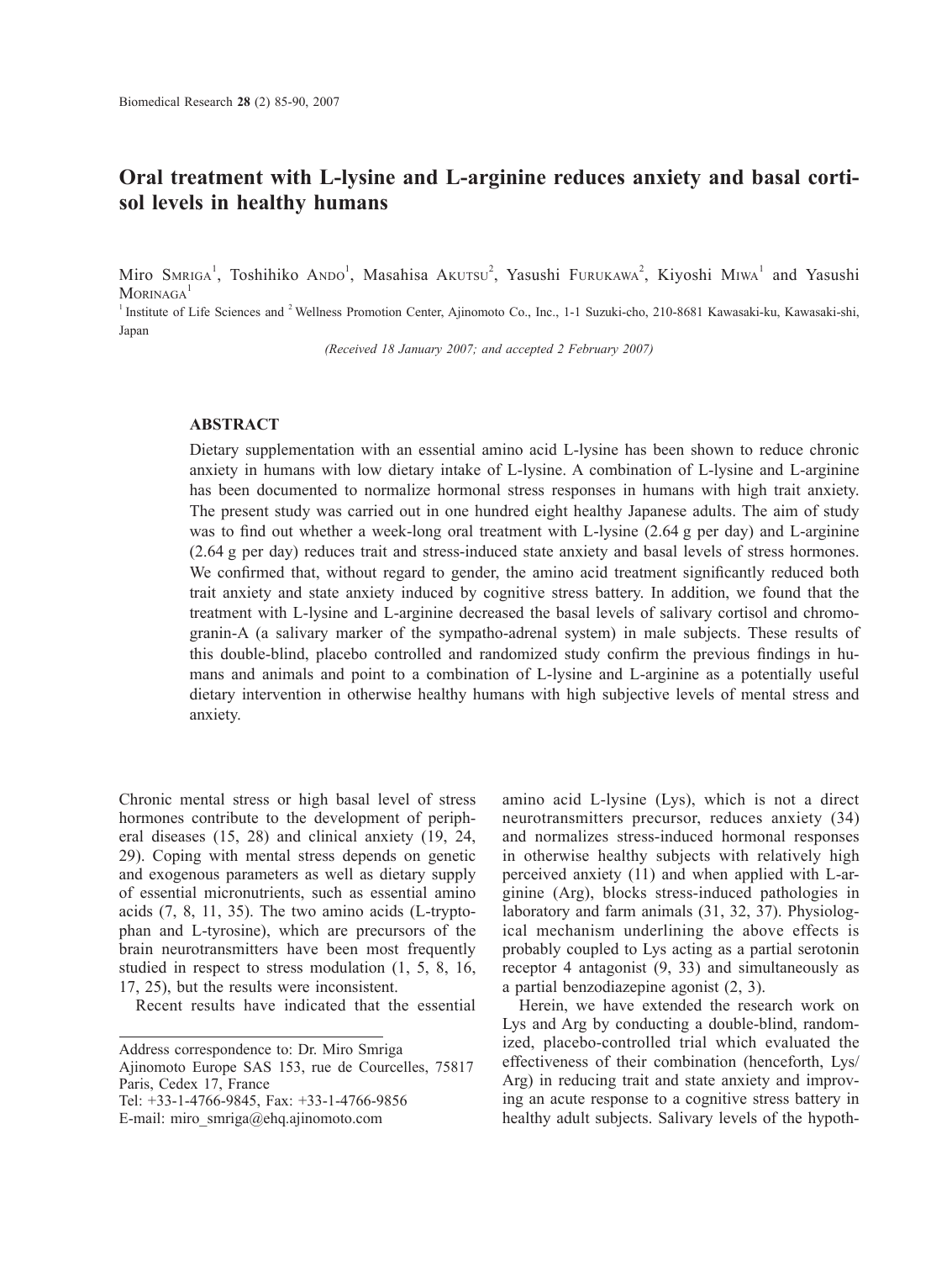# Oral treatment with L-lysine and L-arginine reduces anxiety and basal cortisol levels in healthy humans

Miro Smriga[1], Toshihiko Ando[1], Masahisa Akutsu[2], Yasushi Furukawa[2], Kiyoshi Miwa[1] and Yasushi Morinaga[1]

[1] Institute of Life Sciences and [2] Wellness Promotion Center, Ajinomoto Co., Inc., 1-1 Suzuki-cho, 210-8681 Kawasaki-ku, Kawasaki-shi, Japan

*(Received 18 January 2007; and accepted 2 February 2007)*

## ABSTRACT

Dietary supplementation with an essential amino acid L-lysine has been shown to reduce chronic anxiety in humans with low dietary intake of L-lysine. A combination of L-lysine and L-arginine has been documented to normalize hormonal stress responses in humans with high trait anxiety. The present study was carried out in one hundred eight healthy Japanese adults. The aim of study was to find out whether a week-long oral treatment with L-lysine (2.64 g per day) and L-arginine (2.64 g per day) reduces trait and stress-induced state anxiety and basal levels of stress hormones. We confirmed that, without regard to gender, the amino acid treatment significantly reduced both trait anxiety and state anxiety induced by cognitive stress battery. In addition, we found that the treatment with L-lysine and L-arginine decreased the basal levels of salivary cortisol and chromogranin-A (a salivary marker of the sympatho-adrenal system) in male subjects. These results of this double-blind, placebo controlled and randomized study confirm the previous findings in humans and animals and point to a combination of L-lysine and L-arginine as a potentially useful dietary intervention in otherwise healthy humans with high subjective levels of mental stress and anxiety.

Chronic mental stress or high basal level of stress hormones contribute to the development of peripheral diseases (15, 28) and clinical anxiety (19, 24, 29). Coping with mental stress depends on genetic and exogenous parameters as well as dietary supply of essential micronutrients, such as essential amino acids (7, 8, 11, 35). The two amino acids (L-tryptophan and L-tyrosine), which are precursors of the brain neurotransmitters have been most frequently studied in respect to stress modulation (1, 5, 8, 16, 17, 25), but the results were inconsistent.

Recent results have indicated that the essential amino acid L-lysine (Lys), which is not a direct neurotransmitters precursor, reduces anxiety (34) and normalizes stress-induced hormonal responses in otherwise healthy subjects with relatively high perceived anxiety (11) and when applied with L-arginine (Arg), blocks stress-induced pathologies in laboratory and farm animals (31, 32, 37). Physiological mechanism underlining the above effects is probably coupled to Lys acting as a partial serotonin receptor 4 antagonist (9, 33) and simultaneously as a partial benzodiazepine agonist (2, 3).

Herein, we have extended the research work on Lys and Arg by conducting a double-blind, randomized, placebo-controlled trial which evaluated the effectiveness of their combination (henceforth, Lys/Arg) in reducing trait and state anxiety and improving an acute response to a cognitive stress battery in healthy adult subjects. Salivary levels of the hypoth-

---

Address correspondence to: Dr. Miro Smriga
Ajinomoto Europe SAS 153, rue de Courcelles, 75817 Paris, Cedex 17, France
Tel: +33-1-4766-9845, Fax: +33-1-4766-9856
E-mail: miro_smriga@ehq.ajinomoto.com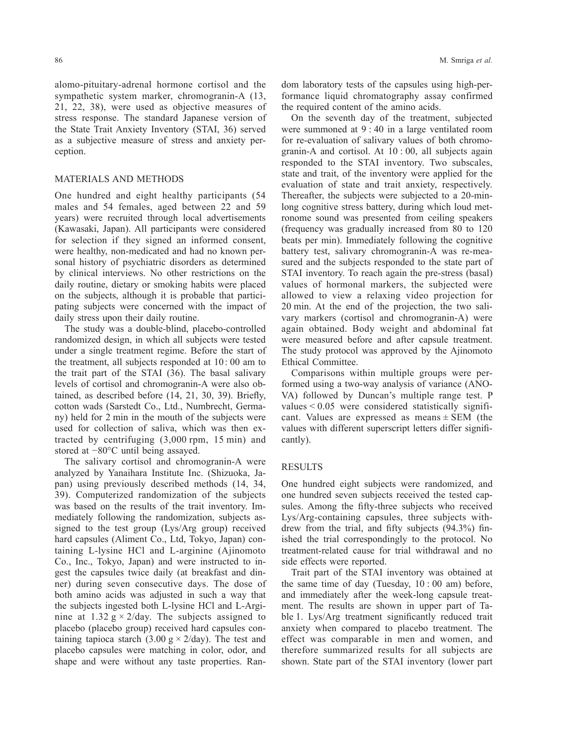alomo-pituitary-adrenal hormone cortisol and the sympathetic system marker, chromogranin-A (13, 21, 22, 38), were used as objective measures of stress response. The standard Japanese version of the State Trait Anxiety Inventory (STAI, 36) served as a subjective measure of stress and anxiety perception.

## MATERIALS AND METHODS

One hundred and eight healthy participants (54 males and 54 females, aged between 22 and 59 years) were recruited through local advertisements (Kawasaki, Japan). All participants were considered for selection if they signed an informed consent, were healthy, non-medicated and had no known personal history of psychiatric disorders as determined by clinical interviews. No other restrictions on the daily routine, dietary or smoking habits were placed on the subjects, although it is probable that participating subjects were concerned with the impact of daily stress upon their daily routine.

The study was a double-blind, placebo-controlled randomized design, in which all subjects were tested under a single treatment regime. Before the start of the treatment, all subjects responded at 10 : 00 am to the trait part of the STAI (36). The basal salivary levels of cortisol and chromogranin-A were also obtained, as described before (14, 21, 30, 39). Briefly, cotton wads (Sarstedt Co., Ltd., Numbrecht, Germany) held for 2 min in the mouth of the subjects were used for collection of saliva, which was then extracted by centrifuging (3,000 rpm, 15 min) and stored at −80°C until being assayed.

The salivary cortisol and chromogranin-A were analyzed by Yanaihara Institute Inc. (Shizuoka, Japan) using previously described methods (14, 34, 39). Computerized randomization of the subjects was based on the results of the trait inventory. Immediately following the randomization, subjects assigned to the test group (Lys/Arg group) received hard capsules (Aliment Co., Ltd, Tokyo, Japan) containing L-lysine HCl and L-arginine (Ajinomoto Co., Inc., Tokyo, Japan) and were instructed to ingest the capsules twice daily (at breakfast and dinner) during seven consecutive days. The dose of both amino acids was adjusted in such a way that the subjects ingested both L-lysine HCl and L-Arginine at $1.32\ g \times 2$/day. The subjects assigned to placebo (placebo group) received hard capsules containing tapioca starch ($3.00\ g \times 2$/day). The test and placebo capsules were matching in color, odor, and shape and were without any taste properties. Random laboratory tests of the capsules using high-performance liquid chromatography assay confirmed the required content of the amino acids.

On the seventh day of the treatment, subjected were summoned at 9 : 40 in a large ventilated room for re-evaluation of salivary values of both chromogranin-A and cortisol. At 10 : 00, all subjects again responded to the STAI inventory. Two subscales, state and trait, of the inventory were applied for the evaluation of state and trait anxiety, respectively. Thereafter, the subjects were subjected to a 20-min-long cognitive stress battery, during which loud metronome sound was presented from ceiling speakers (frequency was gradually increased from 80 to 120 beats per min). Immediately following the cognitive battery test, salivary chromogranin-A was re-measured and the subjects responded to the state part of STAI inventory. To reach again the pre-stress (basal) values of hormonal markers, the subjected were allowed to view a relaxing video projection for 20 min. At the end of the projection, the two salivary markers (cortisol and chromogranin-A) were again obtained. Body weight and abdominal fat were measured before and after capsule treatment. The study protocol was approved by the Ajinomoto Ethical Committee.

Comparisons within multiple groups were performed using a two-way analysis of variance (ANOVA) followed by Duncan's multiple range test. P values $< 0.05$ were considered statistically significant. Values are expressed as means ± SEM (the values with different superscript letters differ significantly).

## RESULTS

One hundred eight subjects were randomized, and one hundred seven subjects received the tested capsules. Among the fifty-three subjects who received Lys/Arg-containing capsules, three subjects withdrew from the trial, and fifty subjects (94.3%) finished the trial correspondingly to the protocol. No treatment-related cause for trial withdrawal and no side effects were reported.

Trait part of the STAI inventory was obtained at the same time of day (Tuesday, 10 : 00 am) before, and immediately after the week-long capsule treatment. The results are shown in upper part of Table 1. Lys/Arg treatment significantly reduced trait anxiety when compared to placebo treatment. The effect was comparable in men and women, and therefore summarized results for all subjects are shown. State part of the STAI inventory (lower part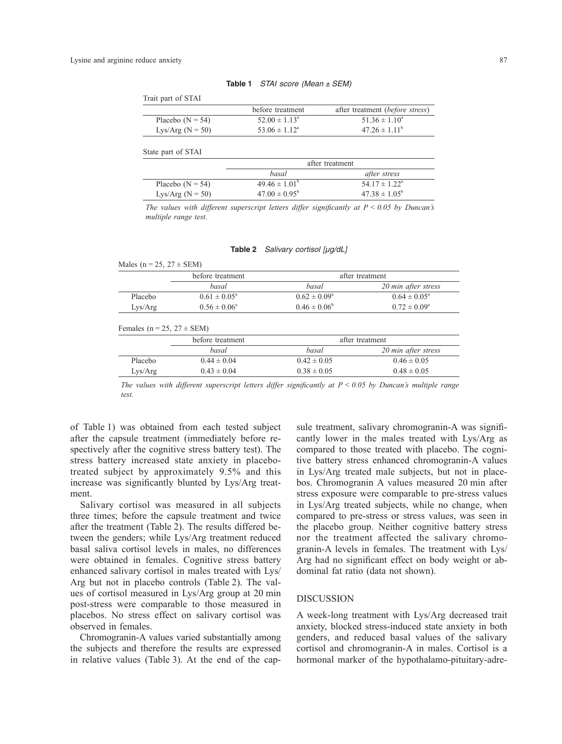**Table 1** *STAI score (Mean ± SEM)*

Trait part of STAI

| | before treatment | after treatment (*before stress*) |
|---|---|---|
| Placebo (N = 54) | 52.00 ± 1.13[a] | 51.36 ± 1.10[a] |
| Lys/Arg (N = 50) | 53.06 ± 1.12[a] | 47.26 ± 1.11[b] |

State part of STAI

| | after treatment | |
|---|---|---|
| | *basal* | *after stress* |
| Placebo (N = 54) | 49.46 ± 1.01[b] | 54.17 ± 1.22[a] |
| Lys/Arg (N = 50) | 47.00 ± 0.95[b] | 47.38 ± 1.05[b] |

*The values with different superscript letters differ significantly at P < 0.05 by Duncan's multiple range test.*

**Table 2** *Salivary cortisol [μg/dL]*

Males (n = 25, 27 ± SEM)

| | before treatment | after treatment | |
|---|---|---|---|
| | *basal* | *basal* | *20 min after stress* |
| Placebo | 0.61 ± 0.05[a] | 0.62 ± 0.09[a] | 0.64 ± 0.05[a] |
| Lys/Arg | 0.56 ± 0.06[a] | 0.46 ± 0.06[b] | 0.72 ± 0.09[a] |

Females (n = 25, 27 ± SEM)

| | before treatment | after treatment | |
|---|---|---|---|
| | *basal* | *basal* | *20 min after stress* |
| Placebo | 0.44 ± 0.04 | 0.42 ± 0.05 | 0.46 ± 0.05 |
| Lys/Arg | 0.43 ± 0.04 | 0.38 ± 0.05 | 0.48 ± 0.05 |

*The values with different superscript letters differ significantly at P < 0.05 by Duncan's multiple range test.*

of Table 1) was obtained from each tested subject after the capsule treatment (immediately before respectively after the cognitive stress battery test). The stress battery increased state anxiety in placebo-treated subject by approximately 9.5% and this increase was significantly blunted by Lys/Arg treatment.

Salivary cortisol was measured in all subjects three times; before the capsule treatment and twice after the treatment (Table 2). The results differed between the genders; while Lys/Arg treatment reduced basal saliva cortisol levels in males, no differences were obtained in females. Cognitive stress battery enhanced salivary cortisol in males treated with Lys/Arg but not in placebo controls (Table 2). The values of cortisol measured in Lys/Arg group at 20 min post-stress were comparable to those measured in placebos. No stress effect on salivary cortisol was observed in females.

Chromogranin-A values varied substantially among the subjects and therefore the results are expressed in relative values (Table 3). At the end of the capsule treatment, salivary chromogranin-A was significantly lower in the males treated with Lys/Arg as compared to those treated with placebo. The cognitive battery stress enhanced chromogranin-A values in Lys/Arg treated male subjects, but not in placebos. Chromogranin A values measured 20 min after stress exposure were comparable to pre-stress values in Lys/Arg treated subjects, while no change, when compared to pre-stress or stress values, was seen in the placebo group. Neither cognitive battery stress nor the treatment affected the salivary chromogranin-A levels in females. The treatment with Lys/Arg had no significant effect on body weight or abdominal fat ratio (data not shown).

## DISCUSSION

A week-long treatment with Lys/Arg decreased trait anxiety, blocked stress-induced state anxiety in both genders, and reduced basal values of the salivary cortisol and chromogranin-A in males. Cortisol is a hormonal marker of the hypothalamo-pituitary-adre-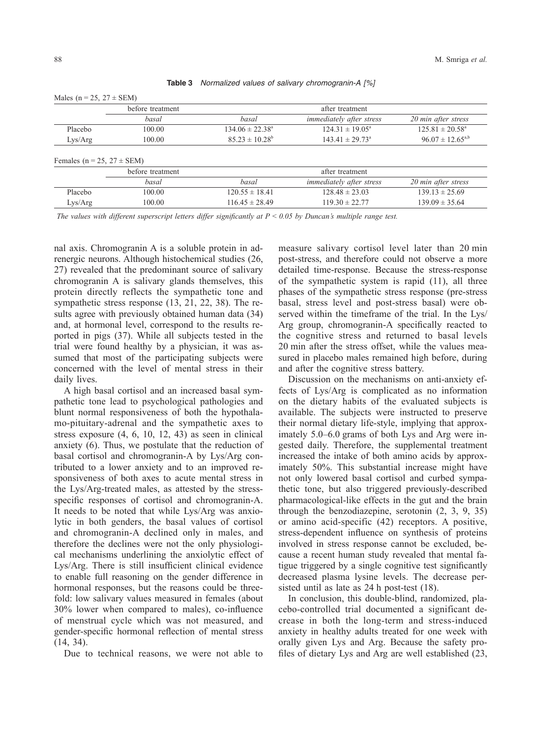**Table 3** *Normalized values of salivary chromogranin-A [%]*

Males (n = 25, 27 ± SEM)

| | before treatment | after treatment | | |
|---|---|---|---|---|
| | *basal* | *basal* | *immediately after stress* | *20 min after stress* |
| Placebo | 100.00 | 134.06 ± 22.38[a] | 124.31 ± 19.05[a] | 125.81 ± 20.58[a] |
| Lys/Arg | 100.00 | 85.23 ± 10.28[b] | 143.41 ± 29.73[a] | 96.07 ± 12.65[a,b] |

Females (n = 25, 27 ± SEM)

| | before treatment | after treatment | | |
|---|---|---|---|---|
| | *basal* | *basal* | *immediately after stress* | *20 min after stress* |
| Placebo | 100.00 | 120.55 ± 18.41 | 128.48 ± 23.03 | 139.13 ± 25.69 |
| Lys/Arg | 100.00 | 116.45 ± 28.49 | 119.30 ± 22.77 | 139.09 ± 35.64 |

*The values with different superscript letters differ significantly at $P < 0.05$ by Duncan's multiple range test.*

nal axis. Chromogranin A is a soluble protein in adrenergic neurons. Although histochemical studies (26, 27) revealed that the predominant source of salivary chromogranin A is salivary glands themselves, this protein directly reflects the sympathetic tone and sympathetic stress response (13, 21, 22, 38). The results agree with previously obtained human data (34) and, at hormonal level, correspond to the results reported in pigs (37). While all subjects tested in the trial were found healthy by a physician, it was assumed that most of the participating subjects were concerned with the level of mental stress in their daily lives.

A high basal cortisol and an increased basal sympathetic tone lead to psychological pathologies and blunt normal responsiveness of both the hypothalamo-pituitary-adrenal and the sympathetic axes to stress exposure (4, 6, 10, 12, 43) as seen in clinical anxiety (6). Thus, we postulate that the reduction of basal cortisol and chromogranin-A by Lys/Arg contributed to a lower anxiety and to an improved responsiveness of both axes to acute mental stress in the Lys/Arg-treated males, as attested by the stress-specific responses of cortisol and chromogranin-A. It needs to be noted that while Lys/Arg was anxiolytic in both genders, the basal values of cortisol and chromogranin-A declined only in males, and therefore the declines were not the only physiological mechanisms underlining the anxiolytic effect of Lys/Arg. There is still insufficient clinical evidence to enable full reasoning on the gender difference in hormonal responses, but the reasons could be threefold: low salivary values measured in females (about 30% lower when compared to males), co-influence of menstrual cycle which was not measured, and gender-specific hormonal reflection of mental stress (14, 34).

Due to technical reasons, we were not able to measure salivary cortisol level later than 20 min post-stress, and therefore could not observe a more detailed time-response. Because the stress-response of the sympathetic system is rapid (11), all three phases of the sympathetic stress response (pre-stress basal, stress level and post-stress basal) were observed within the timeframe of the trial. In the Lys/Arg group, chromogranin-A specifically reacted to the cognitive stress and returned to basal levels 20 min after the stress offset, while the values measured in placebo males remained high before, during and after the cognitive stress battery.

Discussion on the mechanisms on anti-anxiety effects of Lys/Arg is complicated as no information on the dietary habits of the evaluated subjects is available. The subjects were instructed to preserve their normal dietary life-style, implying that approximately 5.0–6.0 grams of both Lys and Arg were ingested daily. Therefore, the supplemental treatment increased the intake of both amino acids by approximately 50%. This substantial increase might have not only lowered basal cortisol and curbed sympathetic tone, but also triggered previously-described pharmacological-like effects in the gut and the brain through the benzodiazepine, serotonin (2, 3, 9, 35) or amino acid-specific (42) receptors. A positive, stress-dependent influence on synthesis of proteins involved in stress response cannot be excluded, because a recent human study revealed that mental fatigue triggered by a single cognitive test significantly decreased plasma lysine levels. The decrease persisted until as late as 24 h post-test (18).

In conclusion, this double-blind, randomized, placebo-controlled trial documented a significant decrease in both the long-term and stress-induced anxiety in healthy adults treated for one week with orally given Lys and Arg. Because the safety profiles of dietary Lys and Arg are well established (23,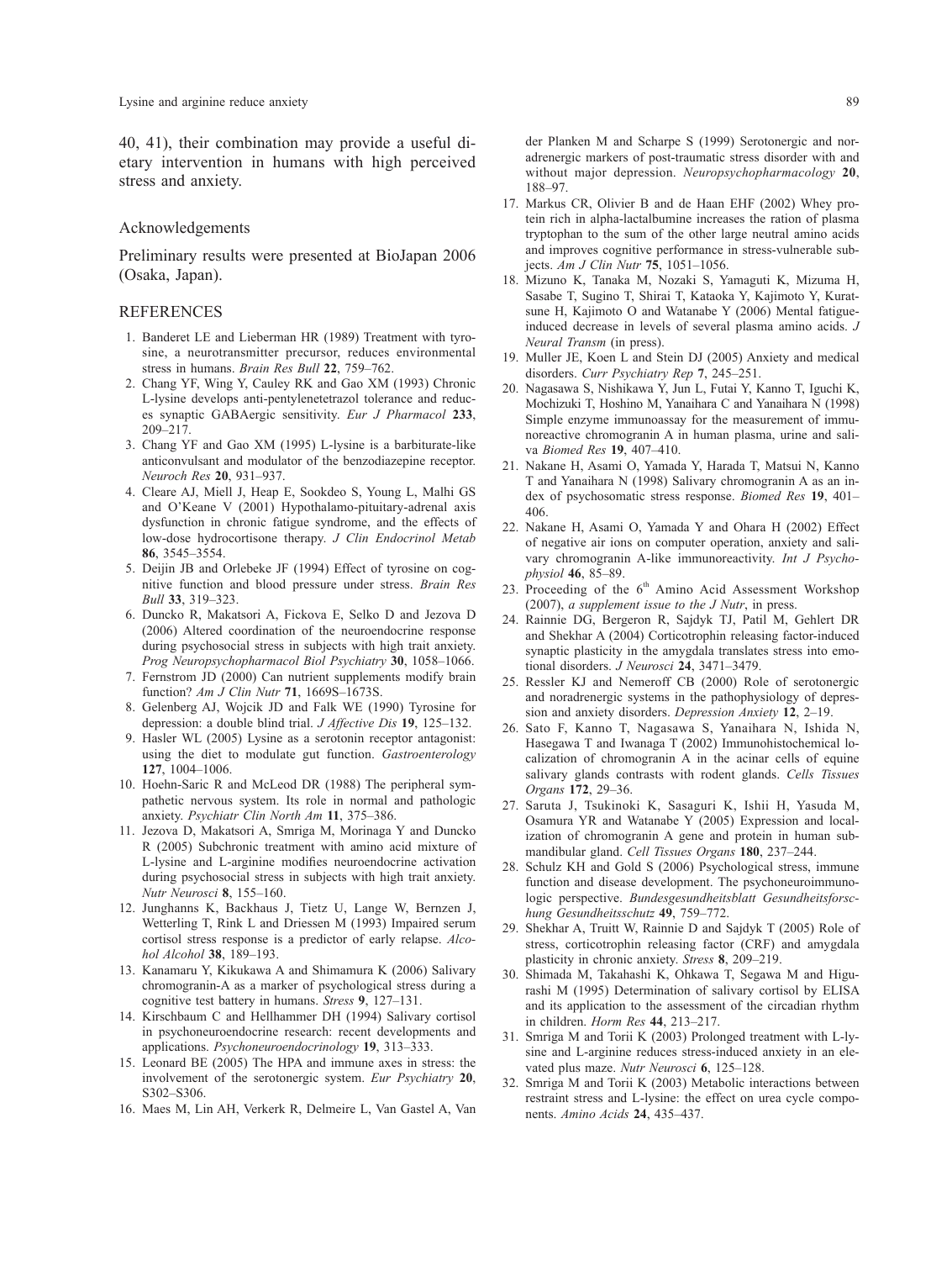40, 41), their combination may provide a useful dietary intervention in humans with high perceived stress and anxiety.

## Acknowledgements

Preliminary results were presented at BioJapan 2006 (Osaka, Japan).

## REFERENCES

1. Banderet LE and Lieberman HR (1989) Treatment with tyrosine, a neurotransmitter precursor, reduces environmental stress in humans. *Brain Res Bull* **22**, 759–762.
2. Chang YF, Wing Y, Cauley RK and Gao XM (1993) Chronic L-lysine develops anti-pentylenetetrazol tolerance and reduces synaptic GABAergic sensitivity. *Eur J Pharmacol* **233**, 209–217.
3. Chang YF and Gao XM (1995) L-lysine is a barbiturate-like anticonvulsant and modulator of the benzodiazepine receptor. *Neuroch Res* **20**, 931–937.
4. Cleare AJ, Miell J, Heap E, Sookdeo S, Young L, Malhi GS and O'Keane V (2001) Hypothalamo-pituitary-adrenal axis dysfunction in chronic fatigue syndrome, and the effects of low-dose hydrocortisone therapy. *J Clin Endocrinol Metab* **86**, 3545–3554.
5. Deijin JB and Orlebeke JF (1994) Effect of tyrosine on cognitive function and blood pressure under stress. *Brain Res Bull* **33**, 319–323.
6. Duncko R, Makatsori A, Fickova E, Selko D and Jezova D (2006) Altered coordination of the neuroendocrine response during psychosocial stress in subjects with high trait anxiety. *Prog Neuropsychopharmacol Biol Psychiatry* **30**, 1058–1066.
7. Fernstrom JD (2000) Can nutrient supplements modify brain function? *Am J Clin Nutr* **71**, 1669S–1673S.
8. Gelenberg AJ, Wojcik JD and Falk WE (1990) Tyrosine for depression: a double blind trial. *J Affective Dis* **19**, 125–132.
9. Hasler WL (2005) Lysine as a serotonin receptor antagonist: using the diet to modulate gut function. *Gastroenterology* **127**, 1004–1006.
10. Hoehn-Saric R and McLeod DR (1988) The peripheral sympathetic nervous system. Its role in normal and pathologic anxiety. *Psychiatr Clin North Am* **11**, 375–386.
11. Jezova D, Makatsori A, Smriga M, Morinaga Y and Duncko R (2005) Subchronic treatment with amino acid mixture of L-lysine and L-arginine modifies neuroendocrine activation during psychosocial stress in subjects with high trait anxiety. *Nutr Neurosci* **8**, 155–160.
12. Junghanns K, Backhaus J, Tietz U, Lange W, Bernzen J, Wetterling T, Rink L and Driessen M (1993) Impaired serum cortisol stress response is a predictor of early relapse. *Alcohol Alcohol* **38**, 189–193.
13. Kanamaru Y, Kikukawa A and Shimamura K (2006) Salivary chromogranin-A as a marker of psychological stress during a cognitive test battery in humans. *Stress* **9**, 127–131.
14. Kirschbaum C and Hellhammer DH (1994) Salivary cortisol in psychoneuroendocrine research: recent developments and applications. *Psychoneuroendocrinology* **19**, 313–333.
15. Leonard BE (2005) The HPA and immune axes in stress: the involvement of the serotonergic system. *Eur Psychiatry* **20**, S302–S306.
16. Maes M, Lin AH, Verkerk R, Delmeire L, Van Gastel A, Van der Planken M and Scharpe S (1999) Serotonergic and noradrenergic markers of post-traumatic stress disorder with and without major depression. *Neuropsychopharmacology* **20**, 188–97.
17. Markus CR, Olivier B and de Haan EHF (2002) Whey protein rich in alpha-lactalbumine increases the ration of plasma tryptophan to the sum of the other large neutral amino acids and improves cognitive performance in stress-vulnerable subjects. *Am J Clin Nutr* **75**, 1051–1056.
18. Mizuno K, Tanaka M, Nozaki S, Yamaguti K, Mizuma H, Sasabe T, Sugino T, Shirai T, Kataoka Y, Kajimoto Y, Kuratsune H, Kajimoto O and Watanabe Y (2006) Mental fatigue-induced decrease in levels of several plasma amino acids. *J Neural Transm* (in press).
19. Muller JE, Koen L and Stein DJ (2005) Anxiety and medical disorders. *Curr Psychiatry Rep* **7**, 245–251.
20. Nagasawa S, Nishikawa Y, Jun L, Futai Y, Kanno T, Iguchi K, Mochizuki T, Hoshino M, Yanaihara C and Yanaihara N (1998) Simple enzyme immunoassay for the measurement of immunoreactive chromogranin A in human plasma, urine and saliva *Biomed Res* **19**, 407–410.
21. Nakane H, Asami O, Yamada Y, Harada T, Matsui N, Kanno T and Yanaihara N (1998) Salivary chromogranin A as an index of psychosomatic stress response. *Biomed Res* **19**, 401–406.
22. Nakane H, Asami O, Yamada Y and Ohara H (2002) Effect of negative air ions on computer operation, anxiety and salivary chromogranin A-like immunoreactivity. *Int J Psychophysiol* **46**, 85–89.
23. Proceeding of the 6th Amino Acid Assessment Workshop (2007), *a supplement issue to the J Nutr*, in press.
24. Rainnie DG, Bergeron R, Sajdyk TJ, Patil M, Gehlert DR and Shekhar A (2004) Corticotrophin releasing factor-induced synaptic plasticity in the amygdala translates stress into emotional disorders. *J Neurosci* **24**, 3471–3479.
25. Ressler KJ and Nemeroff CB (2000) Role of serotonergic and noradrenergic systems in the pathophysiology of depression and anxiety disorders. *Depression Anxiety* **12**, 2–19.
26. Sato F, Kanno T, Nagasawa S, Yanaihara N, Ishida N, Hasegawa T and Iwanaga T (2002) Immunohistochemical localization of chromogranin A in the acinar cells of equine salivary glands contrasts with rodent glands. *Cells Tissues Organs* **172**, 29–36.
27. Saruta J, Tsukinoki K, Sasaguri K, Ishii H, Yasuda M, Osamura YR and Watanabe Y (2005) Expression and localization of chromogranin A gene and protein in human submandibular gland. *Cell Tissues Organs* **180**, 237–244.
28. Schulz KH and Gold S (2006) Psychological stress, immune function and disease development. The psychoneuroimmunologic perspective. *Bundesgesundheitsblatt Gesundheitsforschung Gesundheitsschutz* **49**, 759–772.
29. Shekhar A, Truitt W, Rainnie D and Sajdyk T (2005) Role of stress, corticotrophin releasing factor (CRF) and amygdala plasticity in chronic anxiety. *Stress* **8**, 209–219.
30. Shimada M, Takahashi K, Ohkawa T, Segawa M and Higurashi M (1995) Determination of salivary cortisol by ELISA and its application to the assessment of the circadian rhythm in children. *Horm Res* **44**, 213–217.
31. Smriga M and Torii K (2003) Prolonged treatment with L-lysine and L-arginine reduces stress-induced anxiety in an elevated plus maze. *Nutr Neurosci* **6**, 125–128.
32. Smriga M and Torii K (2003) Metabolic interactions between restraint stress and L-lysine: the effect on urea cycle components. *Amino Acids* **24**, 435–437.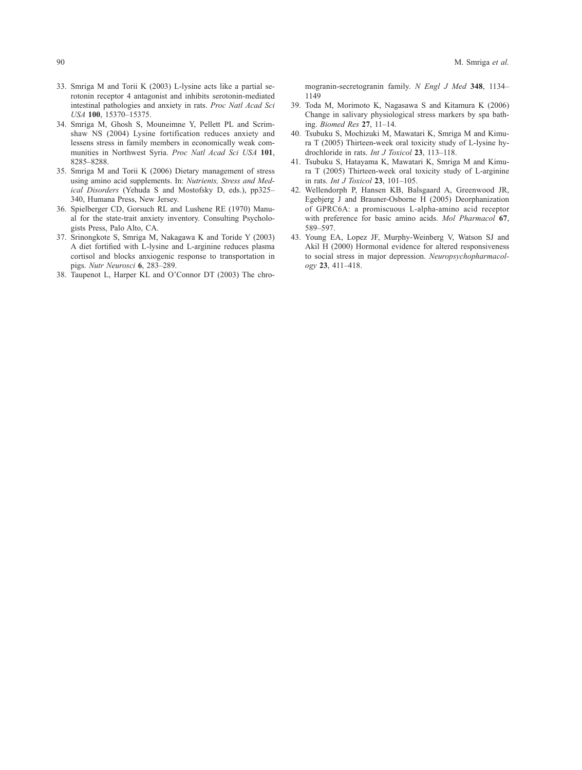33. Smriga M and Torii K (2003) L-lysine acts like a partial serotonin receptor 4 antagonist and inhibits serotonin-mediated intestinal pathologies and anxiety in rats. *Proc Natl Acad Sci USA* **100**, 15370–15375.
34. Smriga M, Ghosh S, Mouneimne Y, Pellett PL and Scrimshaw NS (2004) Lysine fortification reduces anxiety and lessens stress in family members in economically weak communities in Northwest Syria. *Proc Natl Acad Sci USA* **101**, 8285–8288.
35. Smriga M and Torii K (2006) Dietary management of stress using amino acid supplements. In: *Nutrients, Stress and Medical Disorders* (Yehuda S and Mostofsky D, eds.), pp325–340, Humana Press, New Jersey.
36. Spielberger CD, Gorsuch RL and Lushene RE (1970) Manual for the state-trait anxiety inventory. Consulting Psychologists Press, Palo Alto, CA.
37. Srinongkote S, Smriga M, Nakagawa K and Toride Y (2003) A diet fortified with L-lysine and L-arginine reduces plasma cortisol and blocks anxiogenic response to transportation in pigs. *Nutr Neurosci* **6**, 283–289.
38. Taupenot L, Harper KL and O'Connor DT (2003) The chromogranin-secretogranin family. *N Engl J Med* **348**, 1134–1149
39. Toda M, Morimoto K, Nagasawa S and Kitamura K (2006) Change in salivary physiological stress markers by spa bathing. *Biomed Res* **27**, 11–14.
40. Tsubuku S, Mochizuki M, Mawatari K, Smriga M and Kimura T (2005) Thirteen-week oral toxicity study of L-lysine hydrochloride in rats. *Int J Toxicol* **23**, 113–118.
41. Tsubuku S, Hatayama K, Mawatari K, Smriga M and Kimura T (2005) Thirteen-week oral toxicity study of L-arginine in rats. *Int J Toxicol* **23**, 101–105.
42. Wellendorph P, Hansen KB, Balsgaard A, Greenwood JR, Egebjerg J and Brauner-Osborne H (2005) Deorphanization of GPRC6A: a promiscuous L-alpha-amino acid receptor with preference for basic amino acids. *Mol Pharmacol* **67**, 589–597.
43. Young EA, Lopez JF, Murphy-Weinberg V, Watson SJ and Akil H (2000) Hormonal evidence for altered responsiveness to social stress in major depression. *Neuropsychopharmacology* **23**, 411–418.